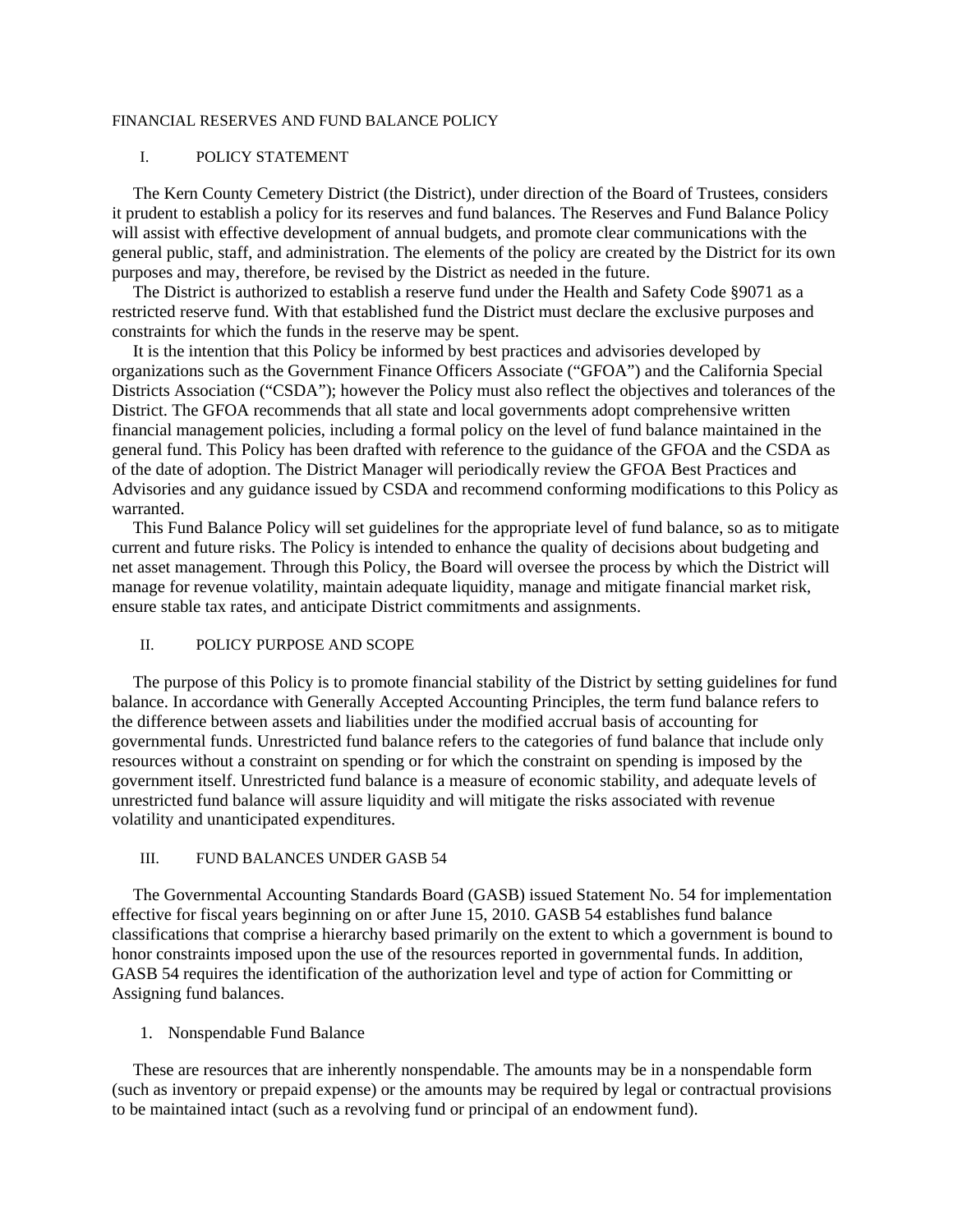# FINANCIAL RESERVES AND FUND BALANCE POLICY

## I. POLICY STATEMENT

The Kern County Cemetery District (the District), under direction of the Board of Trustees, considers it prudent to establish a policy for its reserves and fund balances. The Reserves and Fund Balance Policy will assist with effective development of annual budgets, and promote clear communications with the general public, staff, and administration. The elements of the policy are created by the District for its own purposes and may, therefore, be revised by the District as needed in the future.

The District is authorized to establish a reserve fund under the Health and Safety Code §9071 as a restricted reserve fund. With that established fund the District must declare the exclusive purposes and constraints for which the funds in the reserve may be spent.

It is the intention that this Policy be informed by best practices and advisories developed by organizations such as the Government Finance Officers Associate ("GFOA") and the California Special Districts Association ("CSDA"); however the Policy must also reflect the objectives and tolerances of the District. The GFOA recommends that all state and local governments adopt comprehensive written financial management policies, including a formal policy on the level of fund balance maintained in the general fund. This Policy has been drafted with reference to the guidance of the GFOA and the CSDA as of the date of adoption. The District Manager will periodically review the GFOA Best Practices and Advisories and any guidance issued by CSDA and recommend conforming modifications to this Policy as warranted.

This Fund Balance Policy will set guidelines for the appropriate level of fund balance, so as to mitigate current and future risks. The Policy is intended to enhance the quality of decisions about budgeting and net asset management. Through this Policy, the Board will oversee the process by which the District will manage for revenue volatility, maintain adequate liquidity, manage and mitigate financial market risk, ensure stable tax rates, and anticipate District commitments and assignments.

## II. POLICY PURPOSE AND SCOPE

The purpose of this Policy is to promote financial stability of the District by setting guidelines for fund balance. In accordance with Generally Accepted Accounting Principles, the term fund balance refers to the difference between assets and liabilities under the modified accrual basis of accounting for governmental funds. Unrestricted fund balance refers to the categories of fund balance that include only resources without a constraint on spending or for which the constraint on spending is imposed by the government itself. Unrestricted fund balance is a measure of economic stability, and adequate levels of unrestricted fund balance will assure liquidity and will mitigate the risks associated with revenue volatility and unanticipated expenditures.

## III. FUND BALANCES UNDER GASB 54

The Governmental Accounting Standards Board (GASB) issued Statement No. 54 for implementation effective for fiscal years beginning on or after June 15, 2010. GASB 54 establishes fund balance classifications that comprise a hierarchy based primarily on the extent to which a government is bound to honor constraints imposed upon the use of the resources reported in governmental funds. In addition, GASB 54 requires the identification of the authorization level and type of action for Committing or Assigning fund balances.

### 1. Nonspendable Fund Balance

These are resources that are inherently nonspendable. The amounts may be in a nonspendable form (such as inventory or prepaid expense) or the amounts may be required by legal or contractual provisions to be maintained intact (such as a revolving fund or principal of an endowment fund).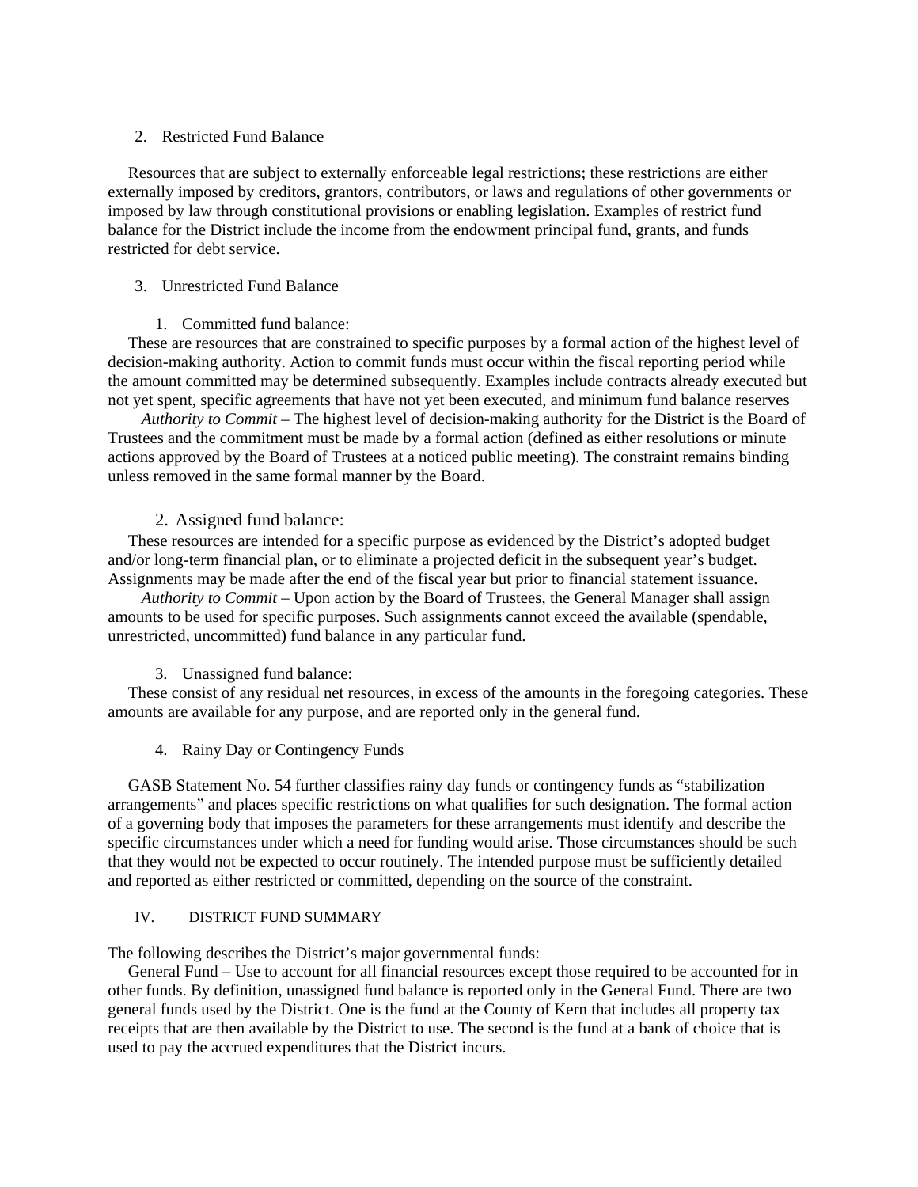2. Restricted Fund Balance

Resources that are subject to externally enforceable legal restrictions; these restrictions are either externally imposed by creditors, grantors, contributors, or laws and regulations of other governments or imposed by law through constitutional provisions or enabling legislation. Examples of restrict fund balance for the District include the income from the endowment principal fund, grants, and funds restricted for debt service.

3. Unrestricted Fund Balance

   1. Committed fund balance:

These are resources that are constrained to specific purposes by a formal action of the highest level of decision-making authority. Action to commit funds must occur within the fiscal reporting period while the amount committed may be determined subsequently. Examples include contracts already executed but not yet spent, specific agreements that have not yet been executed, and minimum fund balance reserves

*Authority to Commit* – The highest level of decision-making authority for the District is the Board of Trustees and the commitment must be made by a formal action (defined as either resolutions or minute actions approved by the Board of Trustees at a noticed public meeting). The constraint remains binding unless removed in the same formal manner by the Board.

   2. Assigned fund balance:

These resources are intended for a specific purpose as evidenced by the District's adopted budget and/or long-term financial plan, or to eliminate a projected deficit in the subsequent year's budget. Assignments may be made after the end of the fiscal year but prior to financial statement issuance.

*Authority to Commit* – Upon action by the Board of Trustees, the General Manager shall assign amounts to be used for specific purposes. Such assignments cannot exceed the available (spendable, unrestricted, uncommitted) fund balance in any particular fund.

   3. Unassigned fund balance:

These consist of any residual net resources, in excess of the amounts in the foregoing categories. These amounts are available for any purpose, and are reported only in the general fund.

   4. Rainy Day or Contingency Funds

GASB Statement No. 54 further classifies rainy day funds or contingency funds as "stabilization arrangements" and places specific restrictions on what qualifies for such designation. The formal action of a governing body that imposes the parameters for these arrangements must identify and describe the specific circumstances under which a need for funding would arise. Those circumstances should be such that they would not be expected to occur routinely. The intended purpose must be sufficiently detailed and reported as either restricted or committed, depending on the source of the constraint.

## IV. DISTRICT FUND SUMMARY

The following describes the District's major governmental funds:

General Fund – Use to account for all financial resources except those required to be accounted for in other funds. By definition, unassigned fund balance is reported only in the General Fund. There are two general funds used by the District. One is the fund at the County of Kern that includes all property tax receipts that are then available by the District to use. The second is the fund at a bank of choice that is used to pay the accrued expenditures that the District incurs.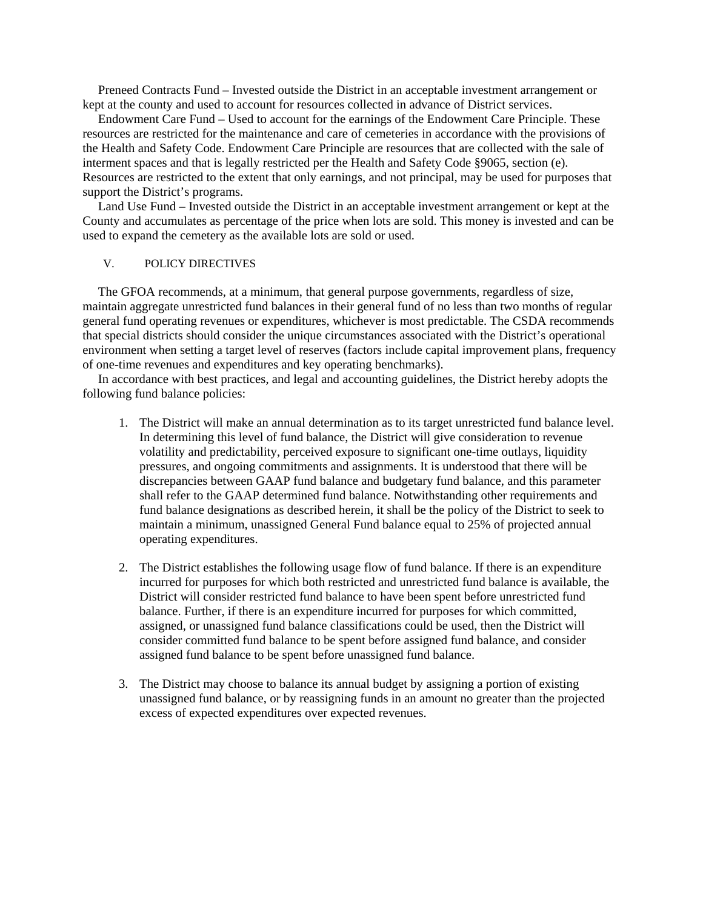Preneed Contracts Fund – Invested outside the District in an acceptable investment arrangement or kept at the county and used to account for resources collected in advance of District services.

Endowment Care Fund – Used to account for the earnings of the Endowment Care Principle. These resources are restricted for the maintenance and care of cemeteries in accordance with the provisions of the Health and Safety Code. Endowment Care Principle are resources that are collected with the sale of interment spaces and that is legally restricted per the Health and Safety Code §9065, section (e). Resources are restricted to the extent that only earnings, and not principal, may be used for purposes that support the District's programs.

Land Use Fund – Invested outside the District in an acceptable investment arrangement or kept at the County and accumulates as percentage of the price when lots are sold. This money is invested and can be used to expand the cemetery as the available lots are sold or used.

## V. POLICY DIRECTIVES

The GFOA recommends, at a minimum, that general purpose governments, regardless of size, maintain aggregate unrestricted fund balances in their general fund of no less than two months of regular general fund operating revenues or expenditures, whichever is most predictable. The CSDA recommends that special districts should consider the unique circumstances associated with the District's operational environment when setting a target level of reserves (factors include capital improvement plans, frequency of one-time revenues and expenditures and key operating benchmarks).

In accordance with best practices, and legal and accounting guidelines, the District hereby adopts the following fund balance policies:

1. The District will make an annual determination as to its target unrestricted fund balance level. In determining this level of fund balance, the District will give consideration to revenue volatility and predictability, perceived exposure to significant one-time outlays, liquidity pressures, and ongoing commitments and assignments. It is understood that there will be discrepancies between GAAP fund balance and budgetary fund balance, and this parameter shall refer to the GAAP determined fund balance. Notwithstanding other requirements and fund balance designations as described herein, it shall be the policy of the District to seek to maintain a minimum, unassigned General Fund balance equal to 25% of projected annual operating expenditures.

2. The District establishes the following usage flow of fund balance. If there is an expenditure incurred for purposes for which both restricted and unrestricted fund balance is available, the District will consider restricted fund balance to have been spent before unrestricted fund balance. Further, if there is an expenditure incurred for purposes for which committed, assigned, or unassigned fund balance classifications could be used, then the District will consider committed fund balance to be spent before assigned fund balance, and consider assigned fund balance to be spent before unassigned fund balance.

3. The District may choose to balance its annual budget by assigning a portion of existing unassigned fund balance, or by reassigning funds in an amount no greater than the projected excess of expected expenditures over expected revenues.